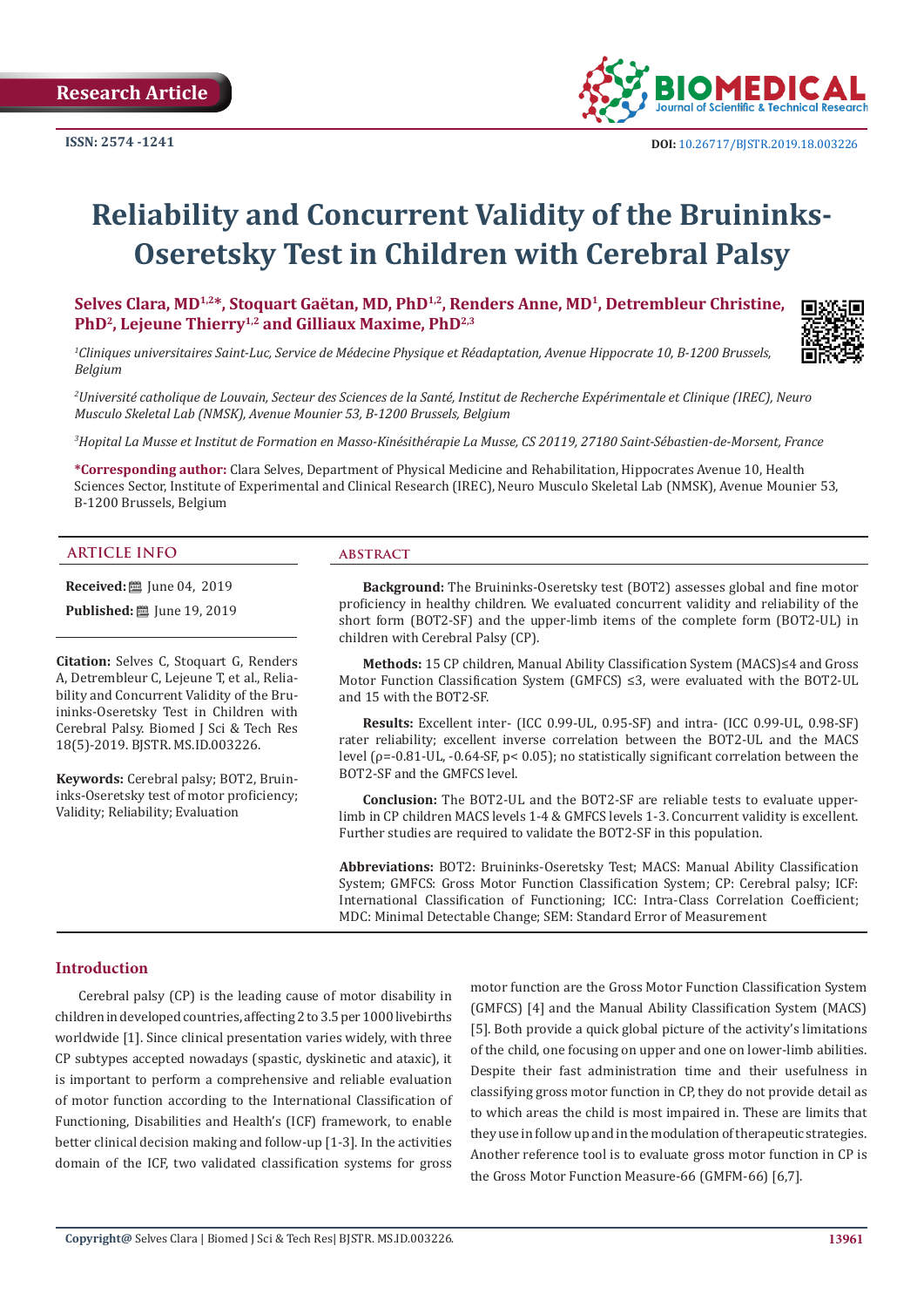Research Article

ISSN: 2574 -1241

DOI: 10.26717/BJSTR.2019.18.003226

# Reliability and Concurrent Validity of the Bruininks-Oseretsky Test in Children with Cerebral Palsy

**Selves Clara, MD[1,2]*, Stoquart Gaëtan, MD, PhD[1,2], Renders Anne, MD[1], Detrembleur Christine, PhD[2], Lejeune Thierry[1,2] and Gilliaux Maxime, PhD[2,3]**

*[1]Cliniques universitaires Saint-Luc, Service de Médecine Physique et Réadaptation, Avenue Hippocrate 10, B-1200 Brussels, Belgium*

*[2]Université catholique de Louvain, Secteur des Sciences de la Santé, Institut de Recherche Expérimentale et Clinique (IREC), Neuro Musculo Skeletal Lab (NMSK), Avenue Mounier 53, B-1200 Brussels, Belgium*

*[3]Hopital La Musse et Institut de Formation en Masso-Kinésithérapie La Musse, CS 20119, 27180 Saint-Sébastien-de-Morsent, France*

**\*Corresponding author:** Clara Selves, Department of Physical Medicine and Rehabilitation, Hippocrates Avenue 10, Health Sciences Sector, Institute of Experimental and Clinical Research (IREC), Neuro Musculo Skeletal Lab (NMSK), Avenue Mounier 53, B-1200 Brussels, Belgium

## ARTICLE INFO

**Received:** June 04, 2019

**Published:** June 19, 2019

**Citation:** Selves C, Stoquart G, Renders A, Detrembleur C, Lejeune T, et al., Reliability and Concurrent Validity of the Bruininks-Oseretsky Test in Children with Cerebral Palsy. Biomed J Sci & Tech Res 18(5)-2019. BJSTR. MS.ID.003226.

**Keywords:** Cerebral palsy; BOT2, Bruininks-Oseretsky test of motor proficiency; Validity; Reliability; Evaluation

## ABSTRACT

**Background:** The Bruininks-Oseretsky test (BOT2) assesses global and fine motor proficiency in healthy children. We evaluated concurrent validity and reliability of the short form (BOT2-SF) and the upper-limb items of the complete form (BOT2-UL) in children with Cerebral Palsy (CP).

**Methods:** 15 CP children, Manual Ability Classification System (MACS)≤4 and Gross Motor Function Classification System (GMFCS) ≤3, were evaluated with the BOT2-UL and 15 with the BOT2-SF.

**Results:** Excellent inter- (ICC 0.99-UL, 0.95-SF) and intra- (ICC 0.99-UL, 0.98-SF) rater reliability; excellent inverse correlation between the BOT2-UL and the MACS level ($\rho$=-0.81-UL, -0.64-SF, $p < 0.05$); no statistically significant correlation between the BOT2-SF and the GMFCS level.

**Conclusion:** The BOT2-UL and the BOT2-SF are reliable tests to evaluate upper-limb in CP children MACS levels 1-4 & GMFCS levels 1-3. Concurrent validity is excellent. Further studies are required to validate the BOT2-SF in this population.

**Abbreviations:** BOT2: Bruininks-Oseretsky Test; MACS: Manual Ability Classification System; GMFCS: Gross Motor Function Classification System; CP: Cerebral palsy; ICF: International Classification of Functioning; ICC: Intra-Class Correlation Coefficient; MDC: Minimal Detectable Change; SEM: Standard Error of Measurement

## Introduction

Cerebral palsy (CP) is the leading cause of motor disability in children in developed countries, affecting 2 to 3.5 per 1000 livebirths worldwide [1]. Since clinical presentation varies widely, with three CP subtypes accepted nowadays (spastic, dyskinetic and ataxic), it is important to perform a comprehensive and reliable evaluation of motor function according to the International Classification of Functioning, Disabilities and Health's (ICF) framework, to enable better clinical decision making and follow-up [1-3]. In the activities domain of the ICF, two validated classification systems for gross motor function are the Gross Motor Function Classification System (GMFCS) [4] and the Manual Ability Classification System (MACS) [5]. Both provide a quick global picture of the activity's limitations of the child, one focusing on upper and one on lower-limb abilities. Despite their fast administration time and their usefulness in classifying gross motor function in CP, they do not provide detail as to which areas the child is most impaired in. These are limits that they use in follow up and in the modulation of therapeutic strategies. Another reference tool is to evaluate gross motor function in CP is the Gross Motor Function Measure-66 (GMFM-66) [6,7].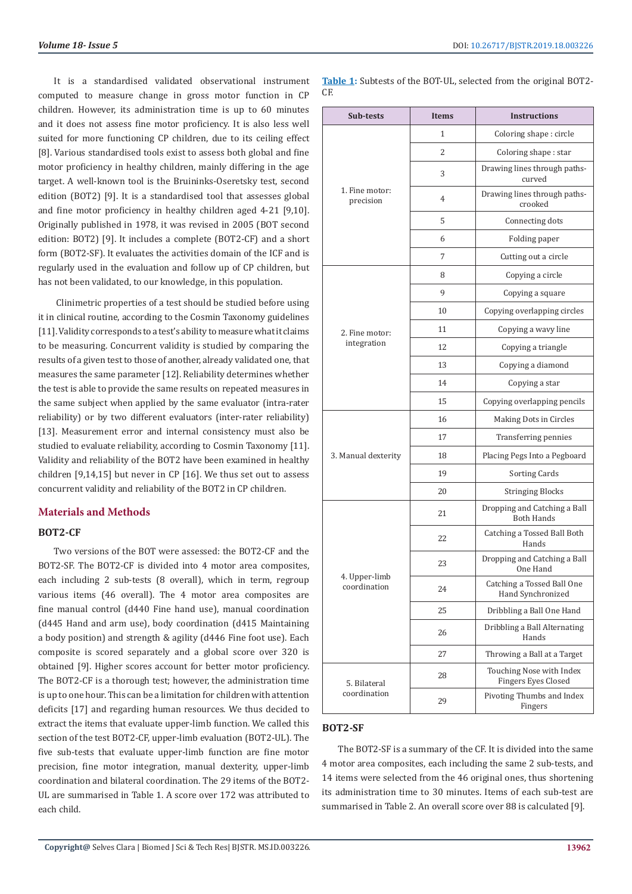It is a standardised validated observational instrument computed to measure change in gross motor function in CP children. However, its administration time is up to 60 minutes and it does not assess fine motor proficiency. It is also less well suited for more functioning CP children, due to its ceiling effect [8]. Various standardised tools exist to assess both global and fine motor proficiency in healthy children, mainly differing in the age target. A well-known tool is the Bruininks-Oseretsky test, second edition (BOT2) [9]. It is a standardised tool that assesses global and fine motor proficiency in healthy children aged 4-21 [9,10]. Originally published in 1978, it was revised in 2005 (BOT second edition: BOT2) [9]. It includes a complete (BOT2-CF) and a short form (BOT2-SF). It evaluates the activities domain of the ICF and is regularly used in the evaluation and follow up of CP children, but has not been validated, to our knowledge, in this population.

Clinimetric properties of a test should be studied before using it in clinical routine, according to the Cosmin Taxonomy guidelines [11]. Validity corresponds to a test's ability to measure what it claims to be measuring. Concurrent validity is studied by comparing the results of a given test to those of another, already validated one, that measures the same parameter [12]. Reliability determines whether the test is able to provide the same results on repeated measures in the same subject when applied by the same evaluator (intra-rater reliability) or by two different evaluators (inter-rater reliability) [13]. Measurement error and internal consistency must also be studied to evaluate reliability, according to Cosmin Taxonomy [11]. Validity and reliability of the BOT2 have been examined in healthy children [9,14,15] but never in CP [16]. We thus set out to assess concurrent validity and reliability of the BOT2 in CP children.

## Materials and Methods

### BOT2-CF

Two versions of the BOT were assessed: the BOT2-CF and the BOT2-SF. The BOT2-CF is divided into 4 motor area composites, each including 2 sub-tests (8 overall), which in term, regroup various items (46 overall). The 4 motor area composites are fine manual control (d440 Fine hand use), manual coordination (d445 Hand and arm use), body coordination (d415 Maintaining a body position) and strength & agility (d446 Fine foot use). Each composite is scored separately and a global score over 320 is obtained [9]. Higher scores account for better motor proficiency. The BOT2-CF is a thorough test; however, the administration time is up to one hour. This can be a limitation for children with attention deficits [17] and regarding human resources. We thus decided to extract the items that evaluate upper-limb function. We called this section of the test BOT2-UL, upper-limb evaluation (BOT2-UL). The five sub-tests that evaluate upper-limb function are fine motor precision, fine motor integration, manual dexterity, upper-limb coordination and bilateral coordination. The 29 items of the BOT2-UL are summarised in Table 1. A score over 172 was attributed to each child.

**Table 1:** Subtests of the BOT-UL, selected from the original BOT2-CF.

| Sub-tests | Items | Instructions |
|---|---|---|
| 1. Fine motor: precision | 1 | Coloring shape : circle |
| | 2 | Coloring shape : star |
| | 3 | Drawing lines through paths-curved |
| | 4 | Drawing lines through paths-crooked |
| | 5 | Connecting dots |
| | 6 | Folding paper |
| | 7 | Cutting out a circle |
| 2. Fine motor: integration | 8 | Copying a circle |
| | 9 | Copying a square |
| | 10 | Copying overlapping circles |
| | 11 | Copying a wavy line |
| | 12 | Copying a triangle |
| | 13 | Copying a diamond |
| | 14 | Copying a star |
| | 15 | Copying overlapping pencils |
| 3. Manual dexterity | 16 | Making Dots in Circles |
| | 17 | Transferring pennies |
| | 18 | Placing Pegs Into a Pegboard |
| | 19 | Sorting Cards |
| | 20 | Stringing Blocks |
| 4. Upper-limb coordination | 21 | Dropping and Catching a Ball Both Hands |
| | 22 | Catching a Tossed Ball Both Hands |
| | 23 | Dropping and Catching a Ball One Hand |
| | 24 | Catching a Tossed Ball One Hand Synchronized |
| | 25 | Dribbling a Ball One Hand |
| | 26 | Dribbling a Ball Alternating Hands |
| | 27 | Throwing a Ball at a Target |
| 5. Bilateral coordination | 28 | Touching Nose with Index Fingers Eyes Closed |
| | 29 | Pivoting Thumbs and Index Fingers |

### BOT2-SF

The BOT2-SF is a summary of the CF. It is divided into the same 4 motor area composites, each including the same 2 sub-tests, and 14 items were selected from the 46 original ones, thus shortening its administration time to 30 minutes. Items of each sub-test are summarised in Table 2. An overall score over 88 is calculated [9].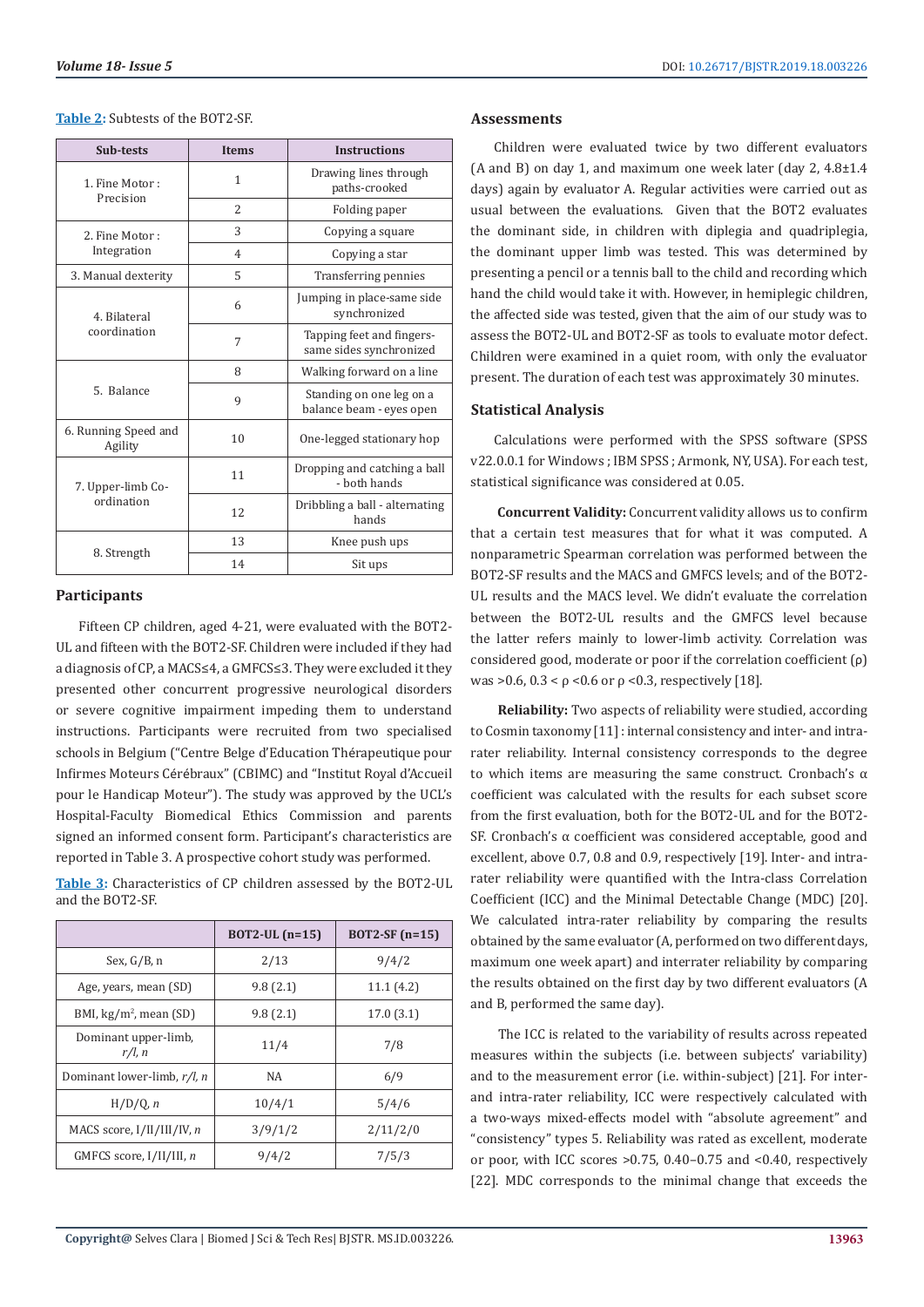**Table 2:** Subtests of the BOT2-SF.

| Sub-tests | Items | Instructions |
|---|---|---|
| 1. Fine Motor : Precision | 1 | Drawing lines through paths-crooked |
| | 2 | Folding paper |
| 2. Fine Motor : Integration | 3 | Copying a square |
| | 4 | Copying a star |
| 3. Manual dexterity | 5 | Transferring pennies |
| 4. Bilateral coordination | 6 | Jumping in place-same side synchronized |
| | 7 | Tapping feet and fingers-same sides synchronized |
| 5. Balance | 8 | Walking forward on a line |
| | 9 | Standing on one leg on a balance beam - eyes open |
| 6. Running Speed and Agility | 10 | One-legged stationary hop |
| 7. Upper-limb Co-ordination | 11 | Dropping and catching a ball - both hands |
| | 12 | Dribbling a ball - alternating hands |
| 8. Strength | 13 | Knee push ups |
| | 14 | Sit ups |

## Participants

Fifteen CP children, aged 4-21, were evaluated with the BOT2-UL and fifteen with the BOT2-SF. Children were included if they had a diagnosis of CP, a MACS≤4, a GMFCS≤3. They were excluded it they presented other concurrent progressive neurological disorders or severe cognitive impairment impeding them to understand instructions. Participants were recruited from two specialised schools in Belgium ("Centre Belge d'Education Thérapeutique pour Infirmes Moteurs Cérébraux" (CBIMC) and "Institut Royal d'Accueil pour le Handicap Moteur"). The study was approved by the UCL's Hospital-Faculty Biomedical Ethics Commission and parents signed an informed consent form. Participant's characteristics are reported in Table 3. A prospective cohort study was performed.

**Table 3:** Characteristics of CP children assessed by the BOT2-UL and the BOT2-SF.

| | BOT2-UL (n=15) | BOT2-SF (n=15) |
|---|---|---|
| Sex, G/B, n | 2/13 | 9/4/2 |
| Age, years, mean (SD) | 9.8 (2.1) | 11.1 (4.2) |
| BMI, kg/m$^2$, mean (SD) | 9.8 (2.1) | 17.0 (3.1) |
| Dominant upper-limb, *r/l, n* | 11/4 | 7/8 |
| Dominant lower-limb, *r/l, n* | NA | 6/9 |
| H/D/Q, *n* | 10/4/1 | 5/4/6 |
| MACS score, I/II/III/IV, *n* | 3/9/1/2 | 2/11/2/0 |
| GMFCS score, I/II/III, *n* | 9/4/2 | 7/5/3 |

## Assessments

Children were evaluated twice by two different evaluators (A and B) on day 1, and maximum one week later (day 2, 4.8±1.4 days) again by evaluator A. Regular activities were carried out as usual between the evaluations. Given that the BOT2 evaluates the dominant side, in children with diplegia and quadriplegia, the dominant upper limb was tested. This was determined by presenting a pencil or a tennis ball to the child and recording which hand the child would take it with. However, in hemiplegic children, the affected side was tested, given that the aim of our study was to assess the BOT2-UL and BOT2-SF as tools to evaluate motor defect. Children were examined in a quiet room, with only the evaluator present. The duration of each test was approximately 30 minutes.

## Statistical Analysis

Calculations were performed with the SPSS software (SPSS v22.0.0.1 for Windows ; IBM SPSS ; Armonk, NY, USA). For each test, statistical significance was considered at 0.05.

**Concurrent Validity:** Concurrent validity allows us to confirm that a certain test measures that for what it was computed. A nonparametric Spearman correlation was performed between the BOT2-SF results and the MACS and GMFCS levels; and of the BOT2-UL results and the MACS level. We didn't evaluate the correlation between the BOT2-UL results and the GMFCS level because the latter refers mainly to lower-limb activity. Correlation was considered good, moderate or poor if the correlation coefficient (ρ) was >0.6, 0.3 < ρ <0.6 or ρ <0.3, respectively [18].

**Reliability:** Two aspects of reliability were studied, according to Cosmin taxonomy [11] : internal consistency and inter- and intra-rater reliability. Internal consistency corresponds to the degree to which items are measuring the same construct. Cronbach's α coefficient was calculated with the results for each subset score from the first evaluation, both for the BOT2-UL and for the BOT2-SF. Cronbach's α coefficient was considered acceptable, good and excellent, above 0.7, 0.8 and 0.9, respectively [19]. Inter- and intra-rater reliability were quantified with the Intra-class Correlation Coefficient (ICC) and the Minimal Detectable Change (MDC) [20]. We calculated intra-rater reliability by comparing the results obtained by the same evaluator (A, performed on two different days, maximum one week apart) and interrater reliability by comparing the results obtained on the first day by two different evaluators (A and B, performed the same day).

The ICC is related to the variability of results across repeated measures within the subjects (i.e. between subjects' variability) and to the measurement error (i.e. within-subject) [21]. For inter- and intra-rater reliability, ICC were respectively calculated with a two-ways mixed-effects model with "absolute agreement" and "consistency" types 5. Reliability was rated as excellent, moderate or poor, with ICC scores >0.75, 0.40–0.75 and <0.40, respectively [22]. MDC corresponds to the minimal change that exceeds the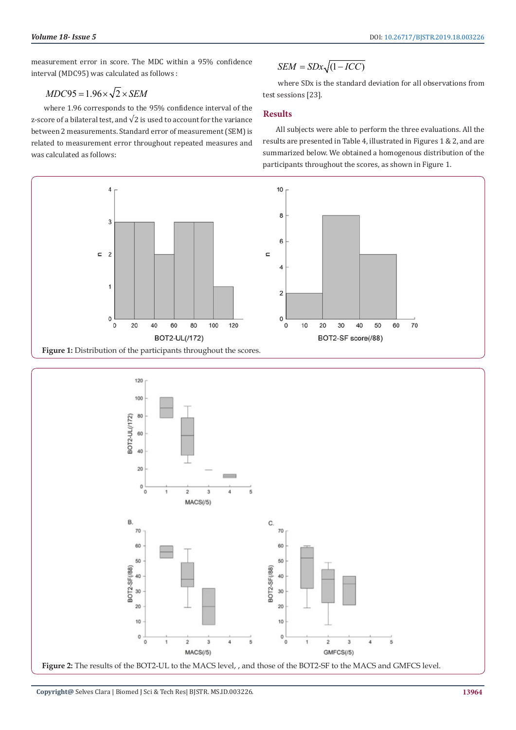measurement error in score. The MDC within a 95% confidence interval (MDC95) was calculated as follows :

$$MDC95 = 1.96 \times \sqrt{2} \times SEM$$

where 1.96 corresponds to the 95% confidence interval of the z-score of a bilateral test, and $\sqrt{2}$ is used to account for the variance between 2 measurements. Standard error of measurement (SEM) is related to measurement error throughout repeated measures and was calculated as follows:

$$SEM = SDx\sqrt{(1 - ICC)}$$

where SDx is the standard deviation for all observations from test sessions [23].

## Results

All subjects were able to perform the three evaluations. All the results are presented in Table 4, illustrated in Figures 1 & 2, and are summarized below. We obtained a homogenous distribution of the participants throughout the scores, as shown in Figure 1.

**Figure 1:** Distribution of the participants throughout the scores.

**Figure 2:** The results of the BOT2-UL to the MACS level, , and those of the BOT2-SF to the MACS and GMFCS level.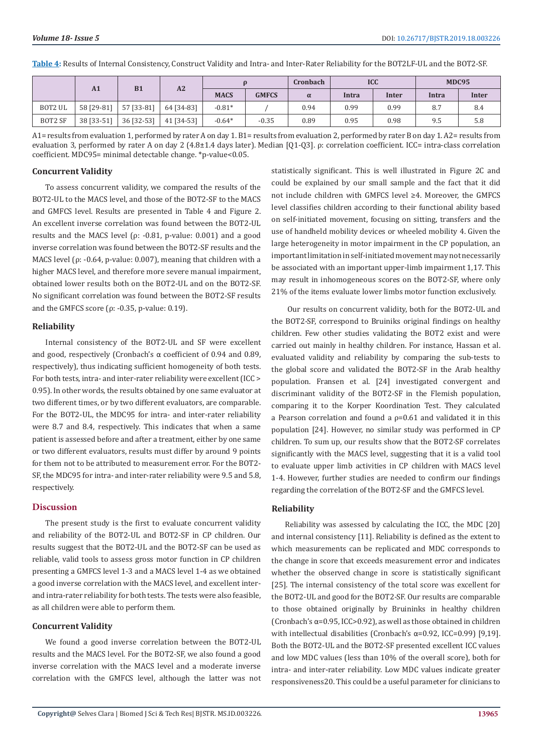**Table 4:** Results of Internal Consistency, Construct Validity and Intra- and Inter-Rater Reliability for the BOT2LF-UL and the BOT2-SF.

| | A1 | B1 | A2 | ρ | | Cronbach | ICC | | MDC95 | |
|---|---|---|---|---|---|---|---|---|---|---|
| | | | | MACS | GMFCS | α | Intra | Inter | Intra | Inter |
| BOT2 UL | 58 [29-81] | 57 [33-81] | 64 [34-83] | -0.81* | / | 0.94 | 0.99 | 0.99 | 8.7 | 8.4 |
| BOT2 SF | 38 [33-51] | 36 [32-53] | 41 [34-53] | -0.64* | -0.35 | 0.89 | 0.95 | 0.98 | 9.5 | 5.8 |

A1= results from evaluation 1, performed by rater A on day 1. B1= results from evaluation 2, performed by rater B on day 1. A2= results from evaluation 3, performed by rater A on day 2 (4.8±1.4 days later). Median [Q1-Q3]. ρ: correlation coefficient. ICC= intra-class correlation coefficient. MDC95= minimal detectable change. *p-value<0.05.

### Concurrent Validity

To assess concurrent validity, we compared the results of the BOT2-UL to the MACS level, and those of the BOT2-SF to the MACS and GMFCS level. Results are presented in Table 4 and Figure 2. An excellent inverse correlation was found between the BOT2-UL results and the MACS level (ρ: -0.81, p-value: 0.001) and a good inverse correlation was found between the BOT2-SF results and the MACS level (ρ: -0.64, p-value: 0.007), meaning that children with a higher MACS level, and therefore more severe manual impairment, obtained lower results both on the BOT2-UL and on the BOT2-SF. No significant correlation was found between the BOT2-SF results and the GMFCS score (ρ: -0.35, p-value: 0.19).

### Reliability

Internal consistency of the BOT2-UL and SF were excellent and good, respectively (Cronbach's α coefficient of 0.94 and 0.89, respectively), thus indicating sufficient homogeneity of both tests. For both tests, intra- and inter-rater reliability were excellent (ICC > 0.95). In other words, the results obtained by one same evaluator at two different times, or by two different evaluators, are comparable. For the BOT2-UL, the MDC95 for intra- and inter-rater reliability were 8.7 and 8.4, respectively. This indicates that when a same patient is assessed before and after a treatment, either by one same or two different evaluators, results must differ by around 9 points for them not to be attributed to measurement error. For the BOT2-SF, the MDC95 for intra- and inter-rater reliability were 9.5 and 5.8, respectively.

## Discussion

The present study is the first to evaluate concurrent validity and reliability of the BOT2-UL and BOT2-SF in CP children. Our results suggest that the BOT2-UL and the BOT2-SF can be used as reliable, valid tools to assess gross motor function in CP children presenting a GMFCS level 1-3 and a MACS level 1-4 as we obtained a good inverse correlation with the MACS level, and excellent inter- and intra-rater reliability for both tests. The tests were also feasible, as all children were able to perform them.

### Concurrent Validity

We found a good inverse correlation between the BOT2-UL results and the MACS level. For the BOT2-SF, we also found a good inverse correlation with the MACS level and a moderate inverse correlation with the GMFCS level, although the latter was not statistically significant. This is well illustrated in Figure 2C and could be explained by our small sample and the fact that it did not include children with GMFCS level ≥4. Moreover, the GMFCS level classifies children according to their functional ability based on self-initiated movement, focusing on sitting, transfers and the use of handheld mobility devices or wheeled mobility 4. Given the large heterogeneity in motor impairment in the CP population, an important limitation in self-initiated movement may not necessarily be associated with an important upper-limb impairment 1,17. This may result in inhomogeneous scores on the BOT2-SF, where only 21% of the items evaluate lower limbs motor function exclusively.

Our results on concurrent validity, both for the BOT2-UL and the BOT2-SF, correspond to Bruiniks original findings on healthy children. Few other studies validating the BOT2 exist and were carried out mainly in healthy children. For instance, Hassan et al. evaluated validity and reliability by comparing the sub-tests to the global score and validated the BOT2-SF in the Arab healthy population. Fransen et al. [24] investigated convergent and discriminant validity of the BOT2-SF in the Flemish population, comparing it to the Korper Koordination Test. They calculated a Pearson correlation and found a ρ=0.61 and validated it in this population [24]. However, no similar study was performed in CP children. To sum up, our results show that the BOT2-SF correlates significantly with the MACS level, suggesting that it is a valid tool to evaluate upper limb activities in CP children with MACS level 1-4. However, further studies are needed to confirm our findings regarding the correlation of the BOT2-SF and the GMFCS level.

### Reliability

Reliability was assessed by calculating the ICC, the MDC [20] and internal consistency [11]. Reliability is defined as the extent to which measurements can be replicated and MDC corresponds to the change in score that exceeds measurement error and indicates whether the observed change in score is statistically significant [25]. The internal consistency of the total score was excellent for the BOT2-UL and good for the BOT2-SF. Our results are comparable to those obtained originally by Bruininks in healthy children (Cronbach's α=0.95, ICC>0.92), as well as those obtained in children with intellectual disabilities (Cronbach's α=0.92, ICC=0.99) [9,19]. Both the BOT2-UL and the BOT2-SF presented excellent ICC values and low MDC values (less than 10% of the overall score), both for intra- and inter-rater reliability. Low MDC values indicate greater responsiveness20. This could be a useful parameter for clinicians to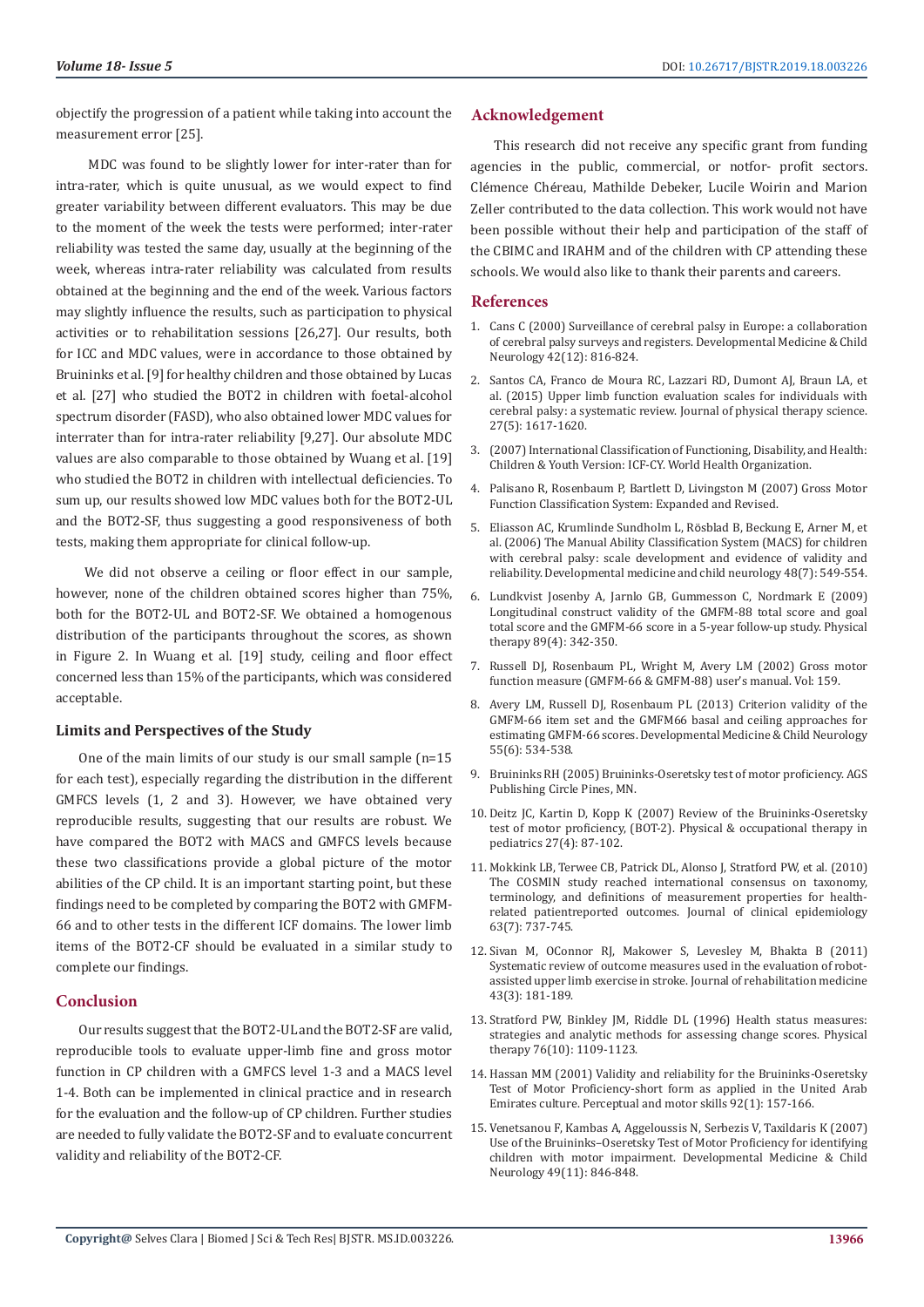objectify the progression of a patient while taking into account the measurement error [25].

MDC was found to be slightly lower for inter-rater than for intra-rater, which is quite unusual, as we would expect to find greater variability between different evaluators. This may be due to the moment of the week the tests were performed; inter-rater reliability was tested the same day, usually at the beginning of the week, whereas intra-rater reliability was calculated from results obtained at the beginning and the end of the week. Various factors may slightly influence the results, such as participation to physical activities or to rehabilitation sessions [26,27]. Our results, both for ICC and MDC values, were in accordance to those obtained by Bruininks et al. [9] for healthy children and those obtained by Lucas et al. [27] who studied the BOT2 in children with foetal-alcohol spectrum disorder (FASD), who also obtained lower MDC values for interrater than for intra-rater reliability [9,27]. Our absolute MDC values are also comparable to those obtained by Wuang et al. [19] who studied the BOT2 in children with intellectual deficiencies. To sum up, our results showed low MDC values both for the BOT2-UL and the BOT2-SF, thus suggesting a good responsiveness of both tests, making them appropriate for clinical follow-up.

We did not observe a ceiling or floor effect in our sample, however, none of the children obtained scores higher than 75%, both for the BOT2-UL and BOT2-SF. We obtained a homogenous distribution of the participants throughout the scores, as shown in Figure 2. In Wuang et al. [19] study, ceiling and floor effect concerned less than 15% of the participants, which was considered acceptable.

### Limits and Perspectives of the Study

One of the main limits of our study is our small sample (n=15 for each test), especially regarding the distribution in the different GMFCS levels (1, 2 and 3). However, we have obtained very reproducible results, suggesting that our results are robust. We have compared the BOT2 with MACS and GMFCS levels because these two classifications provide a global picture of the motor abilities of the CP child. It is an important starting point, but these findings need to be completed by comparing the BOT2 with GMFM-66 and to other tests in the different ICF domains. The lower limb items of the BOT2-CF should be evaluated in a similar study to complete our findings.

## Conclusion

Our results suggest that the BOT2-UL and the BOT2-SF are valid, reproducible tools to evaluate upper-limb fine and gross motor function in CP children with a GMFCS level 1-3 and a MACS level 1-4. Both can be implemented in clinical practice and in research for the evaluation and the follow-up of CP children. Further studies are needed to fully validate the BOT2-SF and to evaluate concurrent validity and reliability of the BOT2-CF.

## Acknowledgement

This research did not receive any specific grant from funding agencies in the public, commercial, or notfor- profit sectors. Clémence Chéreau, Mathilde Debeker, Lucile Woirin and Marion Zeller contributed to the data collection. This work would not have been possible without their help and participation of the staff of the CBIMC and IRAHM and of the children with CP attending these schools. We would also like to thank their parents and careers.

## References

1. Cans C (2000) Surveillance of cerebral palsy in Europe: a collaboration of cerebral palsy surveys and registers. Developmental Medicine & Child Neurology 42(12): 816-824.
2. Santos CA, Franco de Moura RC, Lazzari RD, Dumont AJ, Braun LA, et al. (2015) Upper limb function evaluation scales for individuals with cerebral palsy: a systematic review. Journal of physical therapy science. 27(5): 1617-1620.
3. (2007) International Classification of Functioning, Disability, and Health: Children & Youth Version: ICF-CY. World Health Organization.
4. Palisano R, Rosenbaum P, Bartlett D, Livingston M (2007) Gross Motor Function Classification System: Expanded and Revised.
5. Eliasson AC, Krumlinde Sundholm L, Rösblad B, Beckung E, Arner M, et al. (2006) The Manual Ability Classification System (MACS) for children with cerebral palsy: scale development and evidence of validity and reliability. Developmental medicine and child neurology 48(7): 549-554.
6. Lundkvist Josenby A, Jarnlo GB, Gummesson C, Nordmark E (2009) Longitudinal construct validity of the GMFM-88 total score and goal total score and the GMFM-66 score in a 5-year follow-up study. Physical therapy 89(4): 342-350.
7. Russell DJ, Rosenbaum PL, Wright M, Avery LM (2002) Gross motor function measure (GMFM-66 & GMFM-88) user's manual. Vol: 159.
8. Avery LM, Russell DJ, Rosenbaum PL (2013) Criterion validity of the GMFM-66 item set and the GMFM66 basal and ceiling approaches for estimating GMFM-66 scores. Developmental Medicine & Child Neurology 55(6): 534-538.
9. Bruininks RH (2005) Bruininks-Oseretsky test of motor proficiency. AGS Publishing Circle Pines, MN.
10. Deitz JC, Kartin D, Kopp K (2007) Review of the Bruininks-Oseretsky test of motor proficiency, (BOT-2). Physical & occupational therapy in pediatrics 27(4): 87-102.
11. Mokkink LB, Terwee CB, Patrick DL, Alonso J, Stratford PW, et al. (2010) The COSMIN study reached international consensus on taxonomy, terminology, and definitions of measurement properties for health-related patientreported outcomes. Journal of clinical epidemiology 63(7): 737-745.
12. Sivan M, OConnor RJ, Makower S, Levesley M, Bhakta B (2011) Systematic review of outcome measures used in the evaluation of robot-assisted upper limb exercise in stroke. Journal of rehabilitation medicine 43(3): 181-189.
13. Stratford PW, Binkley JM, Riddle DL (1996) Health status measures: strategies and analytic methods for assessing change scores. Physical therapy 76(10): 1109-1123.
14. Hassan MM (2001) Validity and reliability for the Bruininks-Oseretsky Test of Motor Proficiency-short form as applied in the United Arab Emirates culture. Perceptual and motor skills 92(1): 157-166.
15. Venetsanou F, Kambas A, Aggeloussis N, Serbezis V, Taxildaris K (2007) Use of the Bruininks–Oseretsky Test of Motor Proficiency for identifying children with motor impairment. Developmental Medicine & Child Neurology 49(11): 846-848.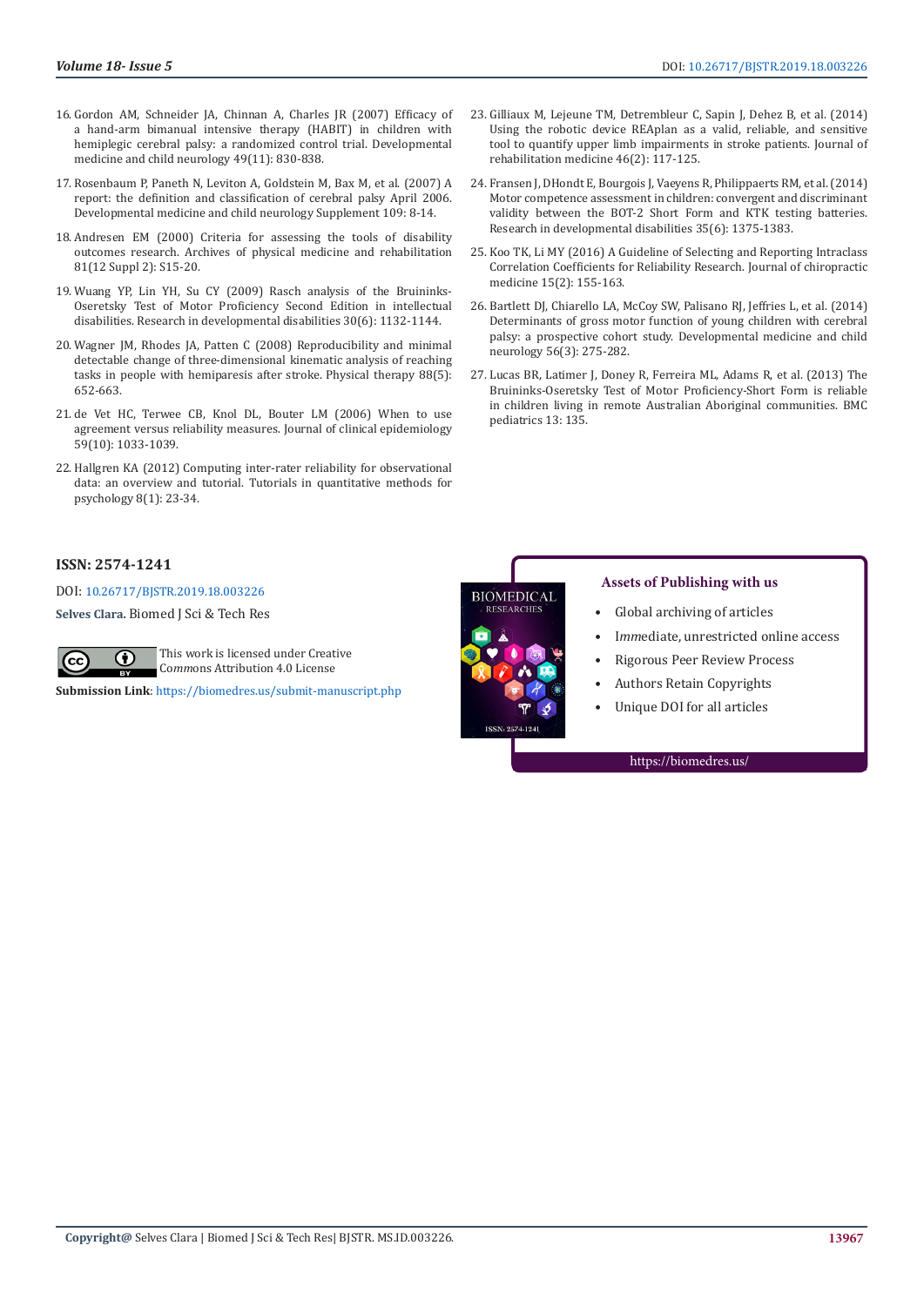16. Gordon AM, Schneider JA, Chinnan A, Charles JR (2007) Efficacy of a hand-arm bimanual intensive therapy (HABIT) in children with hemiplegic cerebral palsy: a randomized control trial. Developmental medicine and child neurology 49(11): 830-838.

17. Rosenbaum P, Paneth N, Leviton A, Goldstein M, Bax M, et al. (2007) A report: the definition and classification of cerebral palsy April 2006. Developmental medicine and child neurology Supplement 109: 8-14.

18. Andresen EM (2000) Criteria for assessing the tools of disability outcomes research. Archives of physical medicine and rehabilitation 81(12 Suppl 2): S15-20.

19. Wuang YP, Lin YH, Su CY (2009) Rasch analysis of the Bruininks-Oseretsky Test of Motor Proficiency Second Edition in intellectual disabilities. Research in developmental disabilities 30(6): 1132-1144.

20. Wagner JM, Rhodes JA, Patten C (2008) Reproducibility and minimal detectable change of three-dimensional kinematic analysis of reaching tasks in people with hemiparesis after stroke. Physical therapy 88(5): 652-663.

21. de Vet HC, Terwee CB, Knol DL, Bouter LM (2006) When to use agreement versus reliability measures. Journal of clinical epidemiology 59(10): 1033-1039.

22. Hallgren KA (2012) Computing inter-rater reliability for observational data: an overview and tutorial. Tutorials in quantitative methods for psychology 8(1): 23-34.

23. Gilliaux M, Lejeune TM, Detrembleur C, Sapin J, Dehez B, et al. (2014) Using the robotic device REAplan as a valid, reliable, and sensitive tool to quantify upper limb impairments in stroke patients. Journal of rehabilitation medicine 46(2): 117-125.

24. Fransen J, DHondt E, Bourgois J, Vaeyens R, Philippaerts RM, et al. (2014) Motor competence assessment in children: convergent and discriminant validity between the BOT-2 Short Form and KTK testing batteries. Research in developmental disabilities 35(6): 1375-1383.

25. Koo TK, Li MY (2016) A Guideline of Selecting and Reporting Intraclass Correlation Coefficients for Reliability Research. Journal of chiropractic medicine 15(2): 155-163.

26. Bartlett DJ, Chiarello LA, McCoy SW, Palisano RJ, Jeffries L, et al. (2014) Determinants of gross motor function of young children with cerebral palsy: a prospective cohort study. Developmental medicine and child neurology 56(3): 275-282.

27. Lucas BR, Latimer J, Doney R, Ferreira ML, Adams R, et al. (2013) The Bruininks-Oseretsky Test of Motor Proficiency-Short Form is reliable in children living in remote Australian Aboriginal communities. BMC pediatrics 13: 135.

**ISSN: 2574-1241**

DOI: 10.26717/BJSTR.2019.18.003226

**Selves Clara**. Biomed J Sci & Tech Res

This work is licensed under Creative Commons Attribution 4.0 License

**Submission Link**: https://biomedres.us/submit-manuscript.php

**Assets of Publishing with us**

- Global archiving of articles
- Immediate, unrestricted online access
- Rigorous Peer Review Process
- Authors Retain Copyrights
- Unique DOI for all articles

https://biomedres.us/